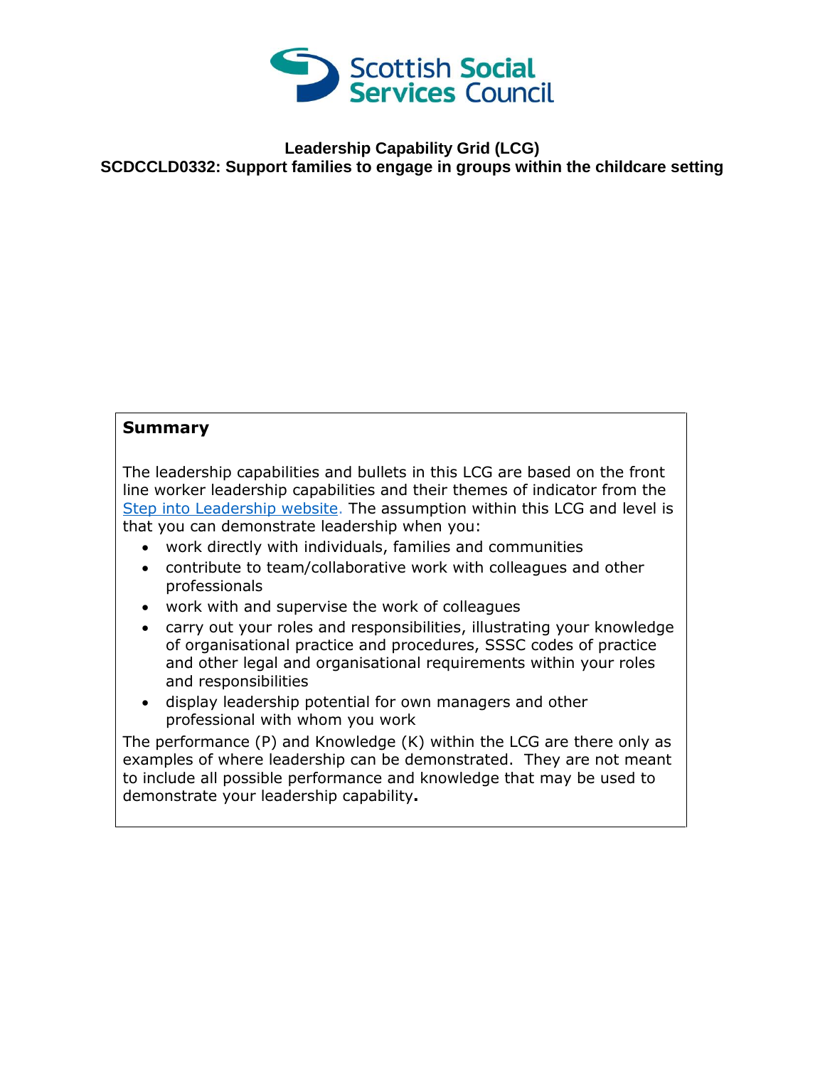Scottish Social Services Council

**Leadership Capability Grid (LCG)**

**SCDCCLD0332: Support families to engage in groups within the childcare setting**

## Summary

The leadership capabilities and bullets in this LCG are based on the front line worker leadership capabilities and their themes of indicator from the Step into Leadership website. The assumption within this LCG and level is that you can demonstrate leadership when you:

- work directly with individuals, families and communities
- contribute to team/collaborative work with colleagues and other professionals
- work with and supervise the work of colleagues
- carry out your roles and responsibilities, illustrating your knowledge of organisational practice and procedures, SSSC codes of practice and other legal and organisational requirements within your roles and responsibilities
- display leadership potential for own managers and other professional with whom you work

The performance (P) and Knowledge (K) within the LCG are there only as examples of where leadership can be demonstrated. They are not meant to include all possible performance and knowledge that may be used to demonstrate your leadership capability**.**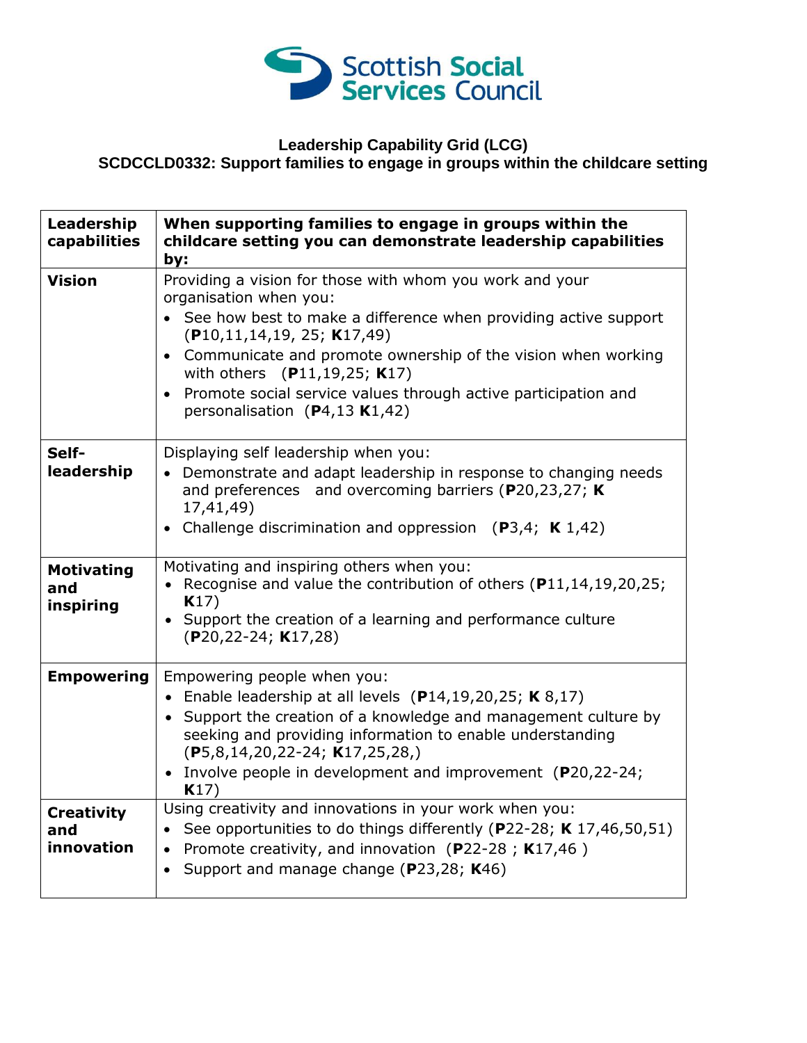Scottish Social Services Council

**Leadership Capability Grid (LCG)**
**SCDCCLD0332: Support families to engage in groups within the childcare setting**

| Leadership capabilities | When supporting families to engage in groups within the childcare setting you can demonstrate leadership capabilities by: |
|---|---|
| **Vision** | Providing a vision for those with whom you work and your organisation when you:<br>• See how best to make a difference when providing active support (**P**10,11,14,19, 25; **K**17,49)<br>• Communicate and promote ownership of the vision when working with others (**P**11,19,25; **K**17)<br>• Promote social service values through active participation and personalisation (**P**4,13 **K**1,42) |
| **Self-leadership** | Displaying self leadership when you:<br>• Demonstrate and adapt leadership in response to changing needs and preferences and overcoming barriers (**P**20,23,27; **K** 17,41,49)<br>• Challenge discrimination and oppression (**P**3,4; **K** 1,42) |
| **Motivating and inspiring** | Motivating and inspiring others when you:<br>• Recognise and value the contribution of others (**P**11,14,19,20,25; **K**17)<br>• Support the creation of a learning and performance culture (**P**20,22-24; **K**17,28) |
| **Empowering** | Empowering people when you:<br>• Enable leadership at all levels (**P**14,19,20,25; **K** 8,17)<br>• Support the creation of a knowledge and management culture by seeking and providing information to enable understanding (**P**5,8,14,20,22-24; **K**17,25,28,)<br>• Involve people in development and improvement (**P**20,22-24; **K**17) |
| **Creativity and innovation** | Using creativity and innovations in your work when you:<br>• See opportunities to do things differently (**P**22-28; **K** 17,46,50,51)<br>• Promote creativity, and innovation (**P**22-28 ; **K**17,46 )<br>• Support and manage change (**P**23,28; **K**46) |